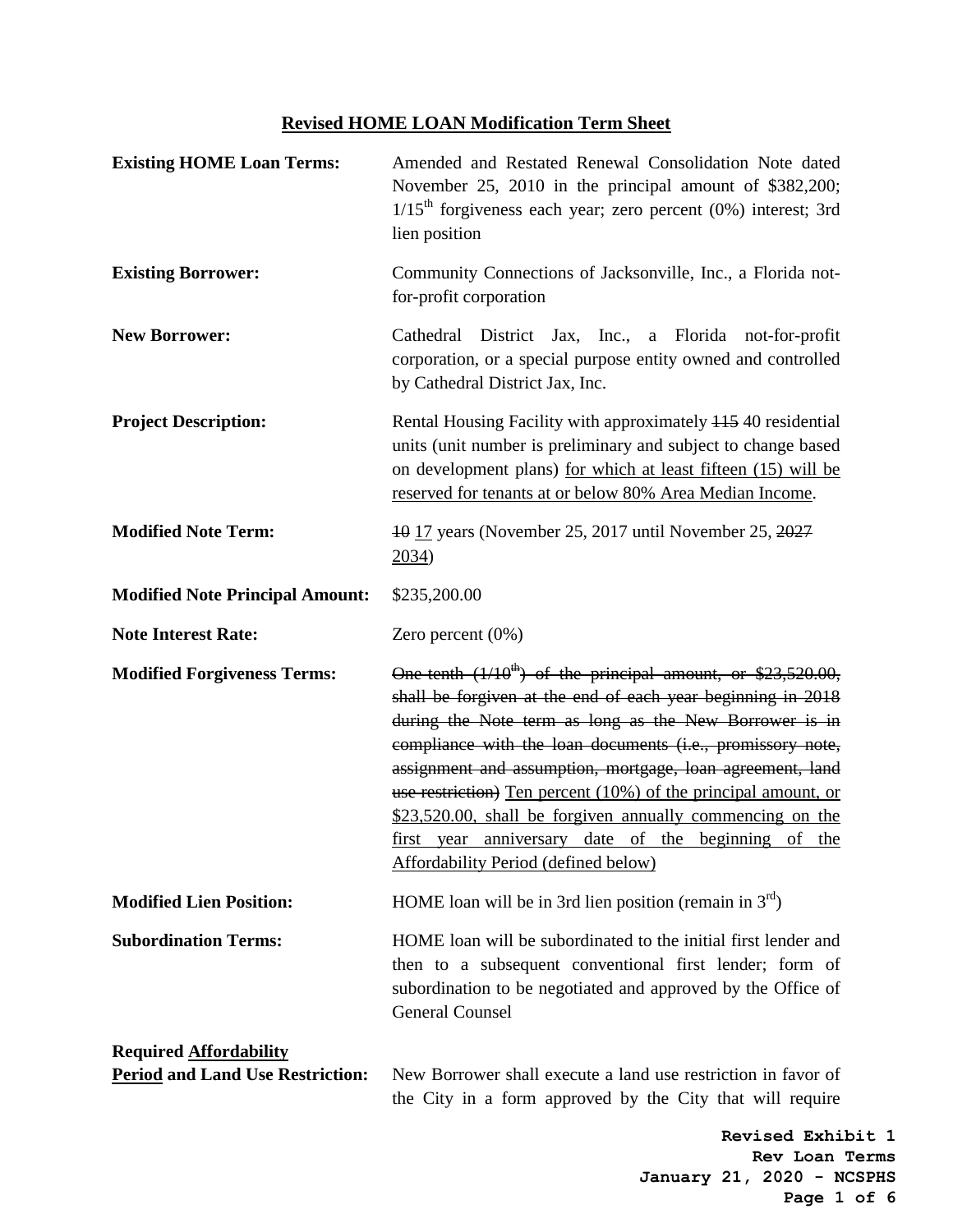# Revised HOME LOAN Modification Term Sheet

**Existing HOME Loan Terms:** Amended and Restated Renewal Consolidation Note dated November 25, 2010 in the principal amount of $382,200; 1/15th forgiveness each year; zero percent (0%) interest; 3rd lien position

**Existing Borrower:** Community Connections of Jacksonville, Inc., a Florida not-for-profit corporation

**New Borrower:** Cathedral District Jax, Inc., a Florida not-for-profit corporation, or a special purpose entity owned and controlled by Cathedral District Jax, Inc.

**Project Description:** Rental Housing Facility with approximately ~~115~~ 40 residential units (unit number is preliminary and subject to change based on development plans) <u>for which at least fifteen (15) will be reserved for tenants at or below 80% Area Median Income</u>.

**Modified Note Term:** ~~10~~ <u>17</u> years (November 25, 2017 until November 25, ~~2027~~ <u>2034</u>)

**Modified Note Principal Amount:** $235,200.00

**Note Interest Rate:** Zero percent (0%)

**Modified Forgiveness Terms:** ~~One tenth (1/10th) of the principal amount, or $23,520.00, shall be forgiven at the end of each year beginning in 2018 during the Note term as long as the New Borrower is in compliance with the loan documents (i.e., promissory note, assignment and assumption, mortgage, loan agreement, land use restriction)~~ <u>Ten percent (10%) of the principal amount, or $23,520.00, shall be forgiven annually commencing on the first year anniversary date of the beginning of the Affordability Period (defined below)</u>

**Modified Lien Position:** HOME loan will be in 3rd lien position (remain in 3rd)

**Subordination Terms:** HOME loan will be subordinated to the initial first lender and then to a subsequent conventional first lender; form of subordination to be negotiated and approved by the Office of General Counsel

**Required <u>Affordability Period</u> and Land Use Restriction:** New Borrower shall execute a land use restriction in favor of the City in a form approved by the City that will require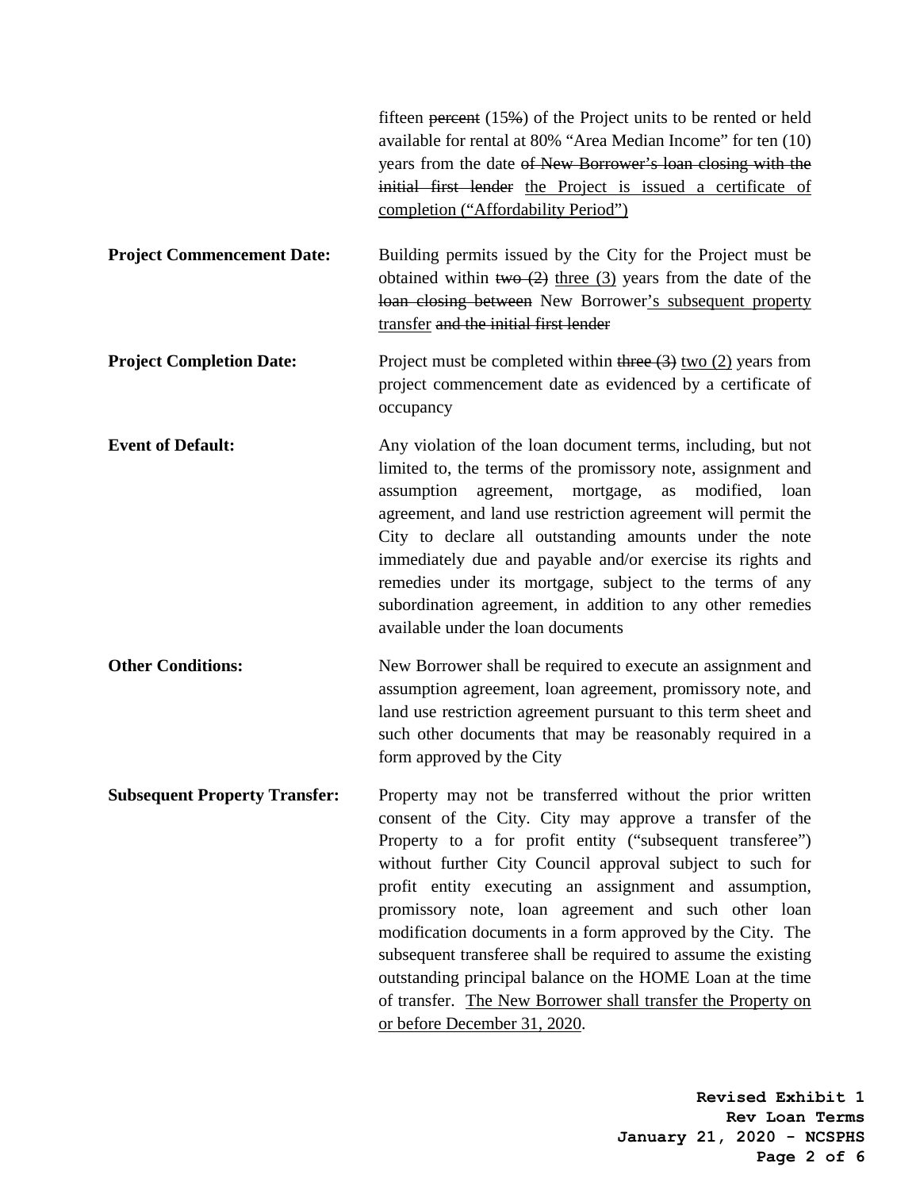fifteen ~~percent~~ (15~~%~~) of the Project units to be rented or held available for rental at 80% "Area Median Income" for ten (10) years from the date ~~of New Borrower's loan closing with the initial first lender~~ <u>the Project is issued a certificate of completion ("Affordability Period")</u>

**Project Commencement Date:** Building permits issued by the City for the Project must be obtained within ~~two (2)~~ <u>three (3)</u> years from the date of the ~~loan closing between~~ New Borrower<u>'s subsequent property transfer</u> ~~and the initial first lender~~

**Project Completion Date:** Project must be completed within ~~three (3)~~ <u>two (2)</u> years from project commencement date as evidenced by a certificate of occupancy

**Event of Default:** Any violation of the loan document terms, including, but not limited to, the terms of the promissory note, assignment and assumption agreement, mortgage, as modified, loan agreement, and land use restriction agreement will permit the City to declare all outstanding amounts under the note immediately due and payable and/or exercise its rights and remedies under its mortgage, subject to the terms of any subordination agreement, in addition to any other remedies available under the loan documents

**Other Conditions:** New Borrower shall be required to execute an assignment and assumption agreement, loan agreement, promissory note, and land use restriction agreement pursuant to this term sheet and such other documents that may be reasonably required in a form approved by the City

**Subsequent Property Transfer:** Property may not be transferred without the prior written consent of the City. City may approve a transfer of the Property to a for profit entity ("subsequent transferee") without further City Council approval subject to such for profit entity executing an assignment and assumption, promissory note, loan agreement and such other loan modification documents in a form approved by the City. The subsequent transferee shall be required to assume the existing outstanding principal balance on the HOME Loan at the time of transfer. <u>The New Borrower shall transfer the Property on or before December 31, 2020</u>.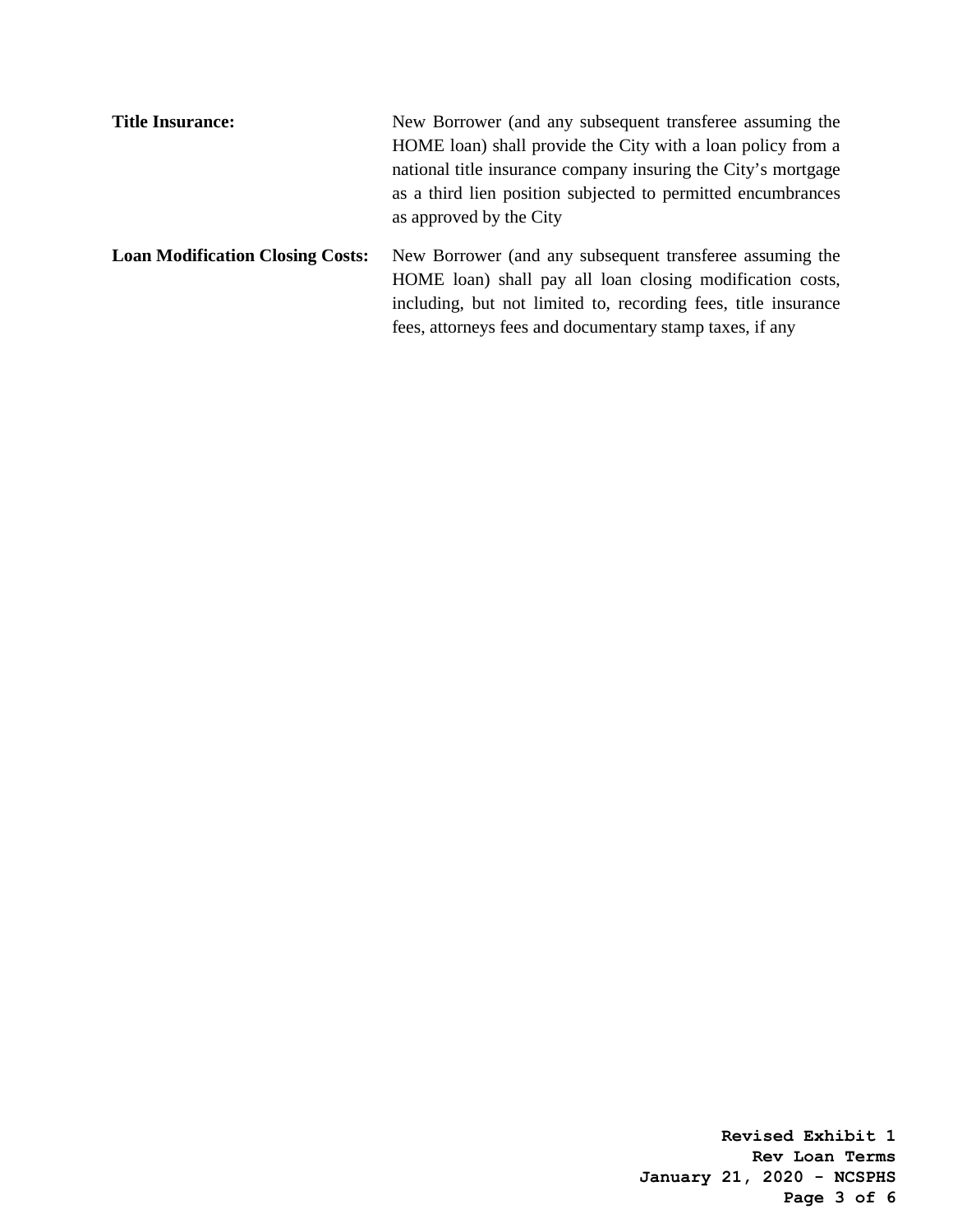**Title Insurance:** New Borrower (and any subsequent transferee assuming the HOME loan) shall provide the City with a loan policy from a national title insurance company insuring the City's mortgage as a third lien position subjected to permitted encumbrances as approved by the City

**Loan Modification Closing Costs:** New Borrower (and any subsequent transferee assuming the HOME loan) shall pay all loan closing modification costs, including, but not limited to, recording fees, title insurance fees, attorneys fees and documentary stamp taxes, if any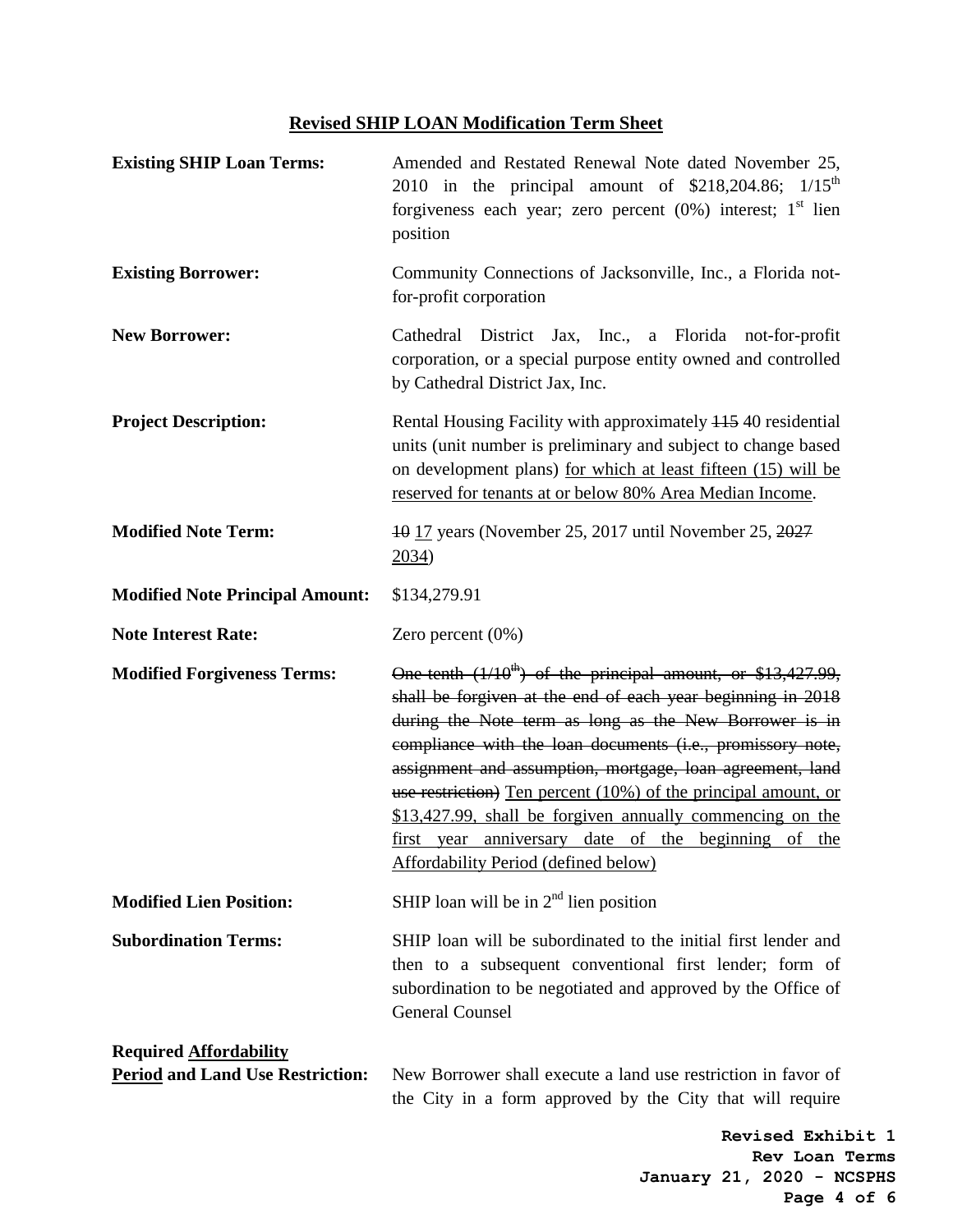## Revised SHIP LOAN Modification Term Sheet

| | |
|---|---|
| **Existing SHIP Loan Terms:** | Amended and Restated Renewal Note dated November 25, 2010 in the principal amount of \$218,204.86; 1/15th forgiveness each year; zero percent (0%) interest; 1st lien position |
| **Existing Borrower:** | Community Connections of Jacksonville, Inc., a Florida not-for-profit corporation |
| **New Borrower:** | Cathedral District Jax, Inc., a Florida not-for-profit corporation, or a special purpose entity owned and controlled by Cathedral District Jax, Inc. |
| **Project Description:** | Rental Housing Facility with approximately ~~115~~ 40 residential units (unit number is preliminary and subject to change based on development plans) <u>for which at least fifteen (15) will be reserved for tenants at or below 80% Area Median Income</u>. |
| **Modified Note Term:** | ~~10~~ <u>17</u> years (November 25, 2017 until November 25, ~~2027~~ <u>2034</u>) |
| **Modified Note Principal Amount:** | \$134,279.91 |
| **Note Interest Rate:** | Zero percent (0%) |
| **Modified Forgiveness Terms:** | ~~One tenth (1/10th) of the principal amount, or \$13,427.99, shall be forgiven at the end of each year beginning in 2018 during the Note term as long as the New Borrower is in compliance with the loan documents (i.e., promissory note, assignment and assumption, mortgage, loan agreement, land use restriction)~~ <u>Ten percent (10%) of the principal amount, or \$13,427.99, shall be forgiven annually commencing on the first year anniversary date of the beginning of the Affordability Period (defined below)</u> |
| **Modified Lien Position:** | SHIP loan will be in 2nd lien position |
| **Subordination Terms:** | SHIP loan will be subordinated to the initial first lender and then to a subsequent conventional first lender; form of subordination to be negotiated and approved by the Office of General Counsel |
| **Required <u>Affordability Period</u> and Land Use Restriction:** | New Borrower shall execute a land use restriction in favor of the City in a form approved by the City that will require |

**Revised Exhibit 1**
**Rev Loan Terms**
**January 21, 2020 - NCSPHS**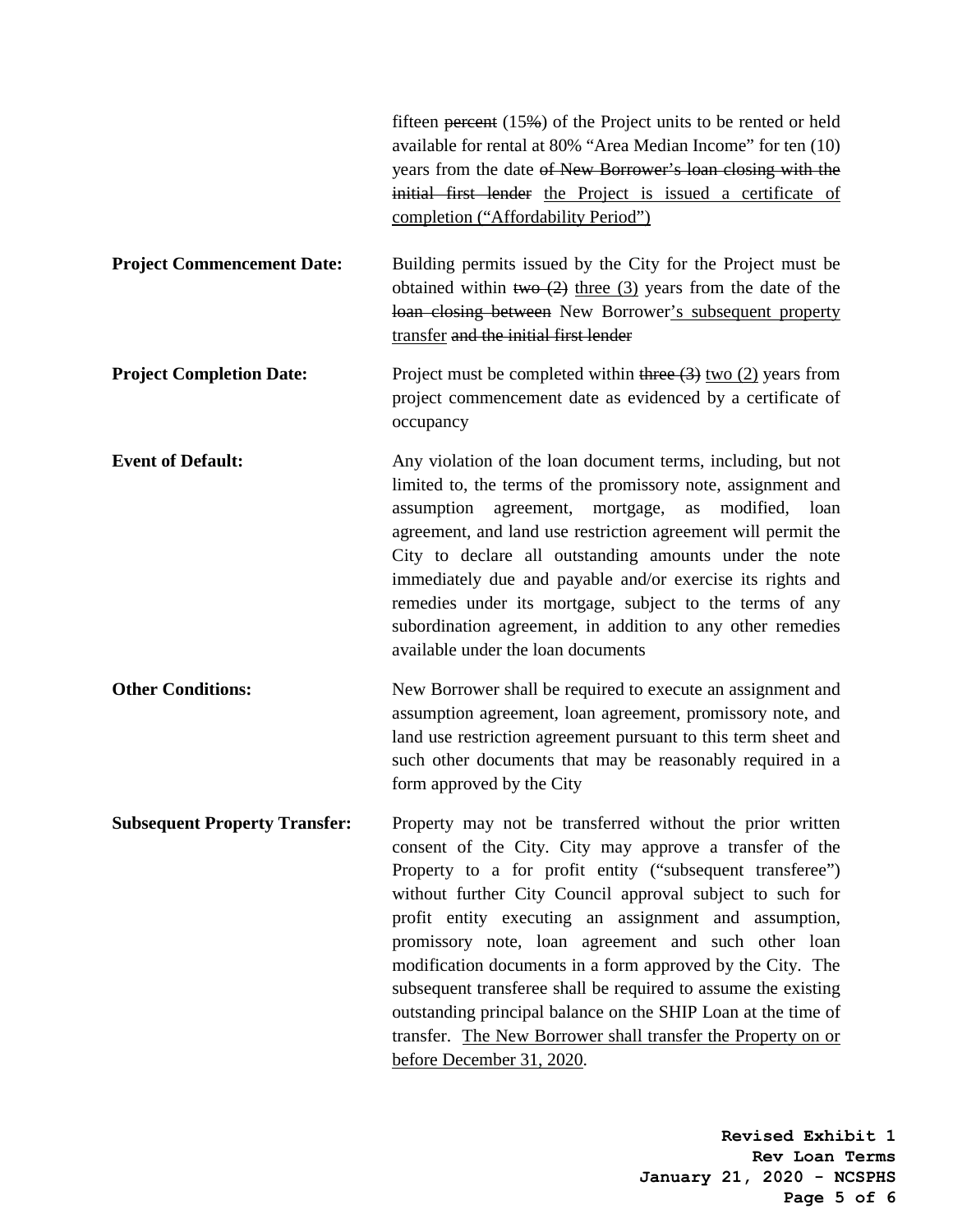fifteen ~~percent~~ (15~~%~~) of the Project units to be rented or held available for rental at 80% "Area Median Income" for ten (10) years from the date ~~of New Borrower's loan closing with the initial first lender~~ <u>the Project is issued a certificate of completion ("Affordability Period")</u>

**Project Commencement Date:** Building permits issued by the City for the Project must be obtained within ~~two (2)~~ <u>three (3)</u> years from the date of the ~~loan closing between~~ New Borrower<u>'s subsequent property transfer</u> ~~and the initial first lender~~

**Project Completion Date:** Project must be completed within ~~three (3)~~ <u>two (2)</u> years from project commencement date as evidenced by a certificate of occupancy

**Event of Default:** Any violation of the loan document terms, including, but not limited to, the terms of the promissory note, assignment and assumption agreement, mortgage, as modified, loan agreement, and land use restriction agreement will permit the City to declare all outstanding amounts under the note immediately due and payable and/or exercise its rights and remedies under its mortgage, subject to the terms of any subordination agreement, in addition to any other remedies available under the loan documents

**Other Conditions:** New Borrower shall be required to execute an assignment and assumption agreement, loan agreement, promissory note, and land use restriction agreement pursuant to this term sheet and such other documents that may be reasonably required in a form approved by the City

**Subsequent Property Transfer:** Property may not be transferred without the prior written consent of the City. City may approve a transfer of the Property to a for profit entity ("subsequent transferee") without further City Council approval subject to such for profit entity executing an assignment and assumption, promissory note, loan agreement and such other loan modification documents in a form approved by the City. The subsequent transferee shall be required to assume the existing outstanding principal balance on the SHIP Loan at the time of transfer. <u>The New Borrower shall transfer the Property on or before December 31, 2020</u>.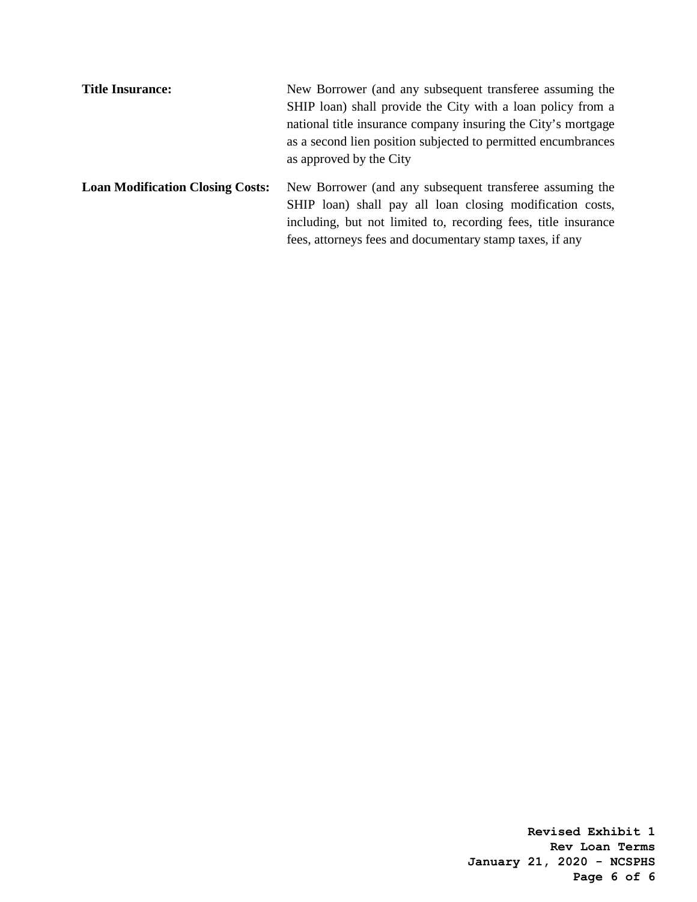**Title Insurance:** New Borrower (and any subsequent transferee assuming the SHIP loan) shall provide the City with a loan policy from a national title insurance company insuring the City's mortgage as a second lien position subjected to permitted encumbrances as approved by the City

**Loan Modification Closing Costs:** New Borrower (and any subsequent transferee assuming the SHIP loan) shall pay all loan closing modification costs, including, but not limited to, recording fees, title insurance fees, attorneys fees and documentary stamp taxes, if any